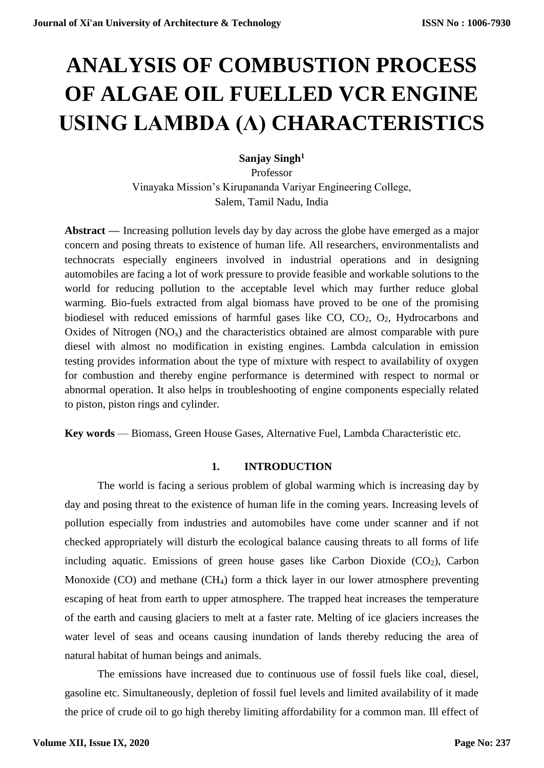# ANALYSIS OF COMBUSTION PROCESS OF ALGAE OIL FUELLED VCR ENGINE USING LAMBDA (Λ) CHARACTERISTICS

**Sanjay Singh**[1]

Professor

Vinayaka Mission's Kirupananda Variyar Engineering College,

Salem, Tamil Nadu, India

**Abstract —** Increasing pollution levels day by day across the globe have emerged as a major concern and posing threats to existence of human life. All researchers, environmentalists and technocrats especially engineers involved in industrial operations and in designing automobiles are facing a lot of work pressure to provide feasible and workable solutions to the world for reducing pollution to the acceptable level which may further reduce global warming. Bio-fuels extracted from algal biomass have proved to be one of the promising biodiesel with reduced emissions of harmful gases like CO, $CO_2$, $O_2$, Hydrocarbons and Oxides of Nitrogen ($NO_x$) and the characteristics obtained are almost comparable with pure diesel with almost no modification in existing engines. Lambda calculation in emission testing provides information about the type of mixture with respect to availability of oxygen for combustion and thereby engine performance is determined with respect to normal or abnormal operation. It also helps in troubleshooting of engine components especially related to piston, piston rings and cylinder.

**Key words** — Biomass, Green House Gases, Alternative Fuel, Lambda Characteristic etc.

## 1. INTRODUCTION

The world is facing a serious problem of global warming which is increasing day by day and posing threat to the existence of human life in the coming years. Increasing levels of pollution especially from industries and automobiles have come under scanner and if not checked appropriately will disturb the ecological balance causing threats to all forms of life including aquatic. Emissions of green house gases like Carbon Dioxide ($CO_2$), Carbon Monoxide (CO) and methane ($CH_4$) form a thick layer in our lower atmosphere preventing escaping of heat from earth to upper atmosphere. The trapped heat increases the temperature of the earth and causing glaciers to melt at a faster rate. Melting of ice glaciers increases the water level of seas and oceans causing inundation of lands thereby reducing the area of natural habitat of human beings and animals.

The emissions have increased due to continuous use of fossil fuels like coal, diesel, gasoline etc. Simultaneously, depletion of fossil fuel levels and limited availability of it made the price of crude oil to go high thereby limiting affordability for a common man. Ill effect of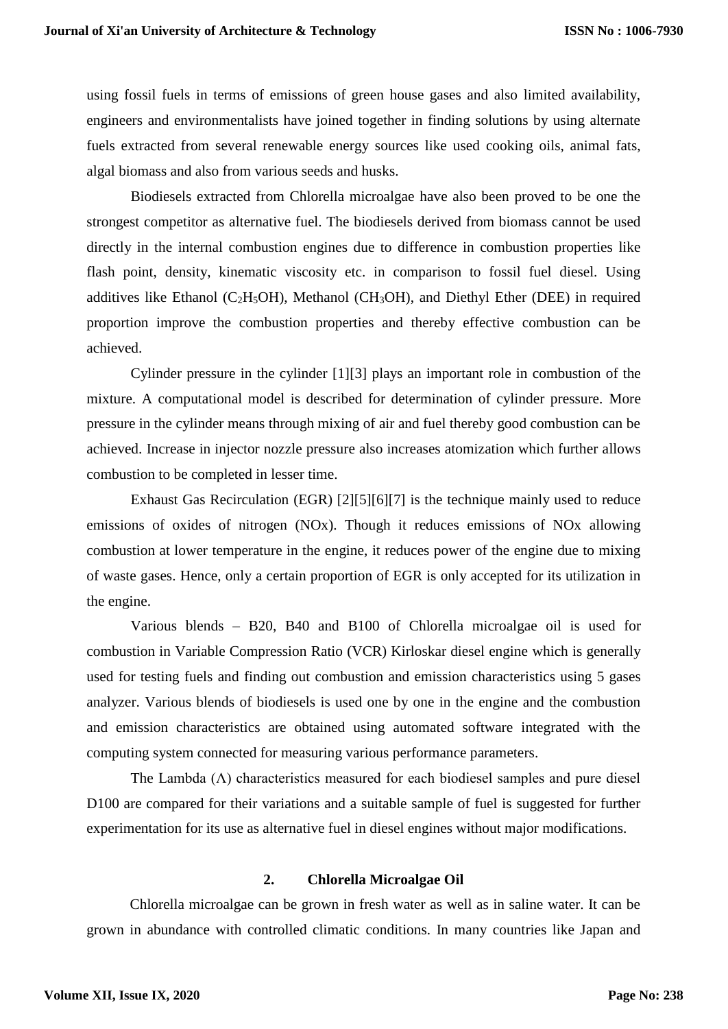using fossil fuels in terms of emissions of green house gases and also limited availability, engineers and environmentalists have joined together in finding solutions by using alternate fuels extracted from several renewable energy sources like used cooking oils, animal fats, algal biomass and also from various seeds and husks.

Biodiesels extracted from Chlorella microalgae have also been proved to be one the strongest competitor as alternative fuel. The biodiesels derived from biomass cannot be used directly in the internal combustion engines due to difference in combustion properties like flash point, density, kinematic viscosity etc. in comparison to fossil fuel diesel. Using additives like Ethanol ($C_2H_5OH$), Methanol ($CH_3OH$), and Diethyl Ether (DEE) in required proportion improve the combustion properties and thereby effective combustion can be achieved.

Cylinder pressure in the cylinder [1][3] plays an important role in combustion of the mixture. A computational model is described for determination of cylinder pressure. More pressure in the cylinder means through mixing of air and fuel thereby good combustion can be achieved. Increase in injector nozzle pressure also increases atomization which further allows combustion to be completed in lesser time.

Exhaust Gas Recirculation (EGR) [2][5][6][7] is the technique mainly used to reduce emissions of oxides of nitrogen (NOx). Though it reduces emissions of NOx allowing combustion at lower temperature in the engine, it reduces power of the engine due to mixing of waste gases. Hence, only a certain proportion of EGR is only accepted for its utilization in the engine.

Various blends – B20, B40 and B100 of Chlorella microalgae oil is used for combustion in Variable Compression Ratio (VCR) Kirloskar diesel engine which is generally used for testing fuels and finding out combustion and emission characteristics using 5 gases analyzer. Various blends of biodiesels is used one by one in the engine and the combustion and emission characteristics are obtained using automated software integrated with the computing system connected for measuring various performance parameters.

The Lambda ($\Lambda$) characteristics measured for each biodiesel samples and pure diesel D100 are compared for their variations and a suitable sample of fuel is suggested for further experimentation for its use as alternative fuel in diesel engines without major modifications.

## 2. Chlorella Microalgae Oil

Chlorella microalgae can be grown in fresh water as well as in saline water. It can be grown in abundance with controlled climatic conditions. In many countries like Japan and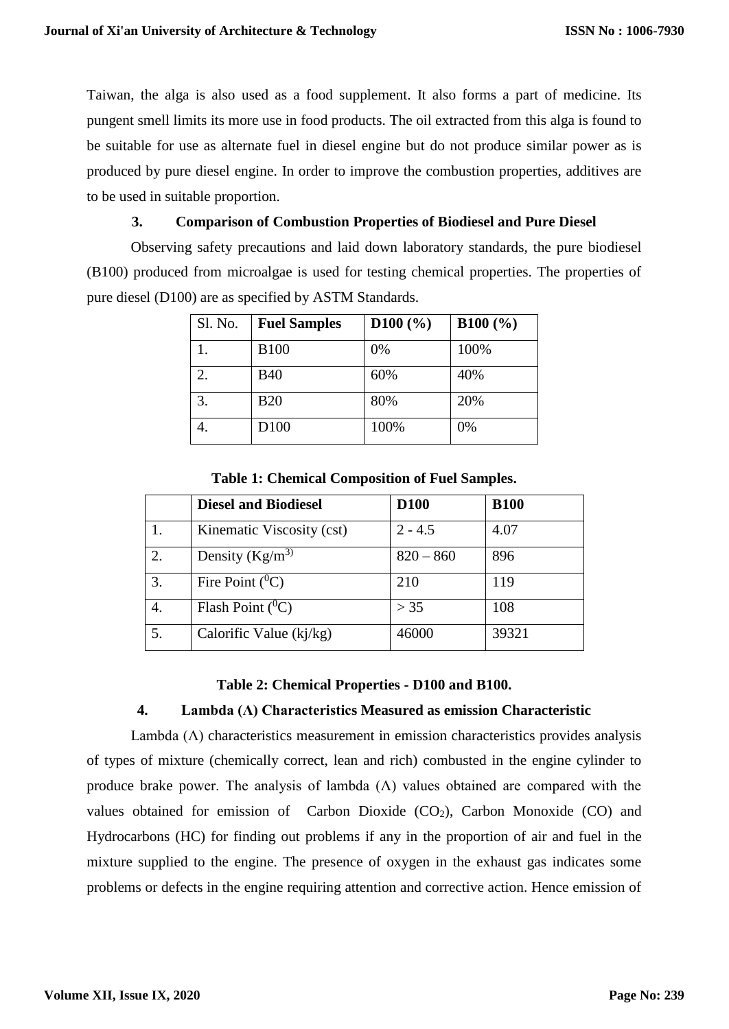Taiwan, the alga is also used as a food supplement. It also forms a part of medicine. Its pungent smell limits its more use in food products. The oil extracted from this alga is found to be suitable for use as alternate fuel in diesel engine but do not produce similar power as is produced by pure diesel engine. In order to improve the combustion properties, additives are to be used in suitable proportion.

## 3. Comparison of Combustion Properties of Biodiesel and Pure Diesel

Observing safety precautions and laid down laboratory standards, the pure biodiesel (B100) produced from microalgae is used for testing chemical properties. The properties of pure diesel (D100) are as specified by ASTM Standards.

| Sl. No. | **Fuel Samples** | **D100 (%)** | **B100 (%)** |
|---|---|---|---|
| 1. | B100 | 0% | 100% |
| 2. | B40 | 60% | 40% |
| 3. | B20 | 80% | 20% |
| 4. | D100 | 100% | 0% |

**Table 1: Chemical Composition of Fuel Samples.**

| | **Diesel and Biodiesel** | **D100** | **B100** |
|---|---|---|---|
| 1. | Kinematic Viscosity (cst) | 2 - 4.5 | 4.07 |
| 2. | Density ($Kg/m^3$) | 820 – 860 | 896 |
| 3. | Fire Point ($^0C$) | 210 | 119 |
| 4. | Flash Point ($^0C$) | > 35 | 108 |
| 5. | Calorific Value (kj/kg) | 46000 | 39321 |

**Table 2: Chemical Properties - D100 and B100.**

## 4. Lambda (Λ) Characteristics Measured as emission Characteristic

Lambda (Λ) characteristics measurement in emission characteristics provides analysis of types of mixture (chemically correct, lean and rich) combusted in the engine cylinder to produce brake power. The analysis of lambda (Λ) values obtained are compared with the values obtained for emission of Carbon Dioxide ($CO_2$), Carbon Monoxide (CO) and Hydrocarbons (HC) for finding out problems if any in the proportion of air and fuel in the mixture supplied to the engine. The presence of oxygen in the exhaust gas indicates some problems or defects in the engine requiring attention and corrective action. Hence emission of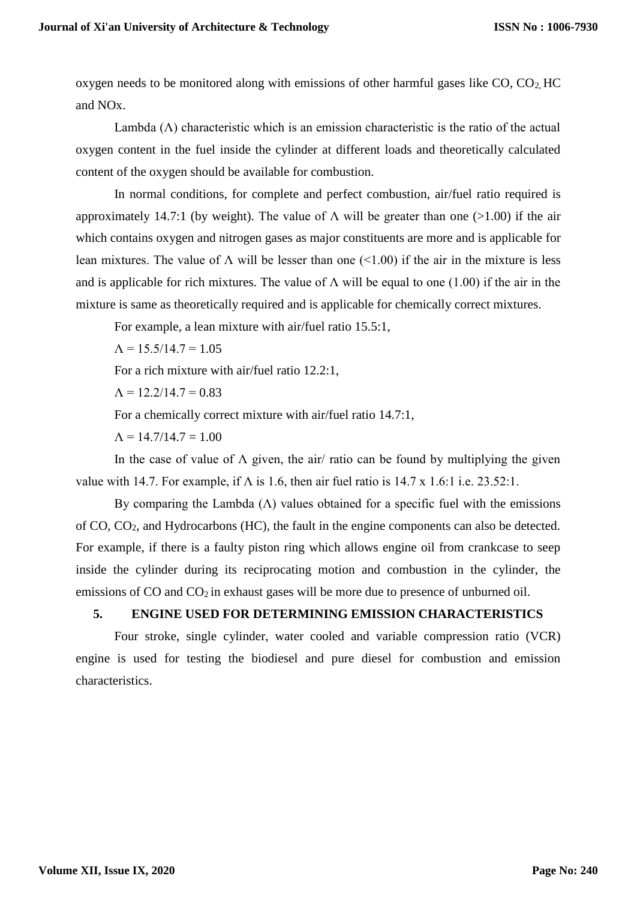oxygen needs to be monitored along with emissions of other harmful gases like CO, $CO_2$, HC and NOx.

Lambda ($\Lambda$) characteristic which is an emission characteristic is the ratio of the actual oxygen content in the fuel inside the cylinder at different loads and theoretically calculated content of the oxygen should be available for combustion.

In normal conditions, for complete and perfect combustion, air/fuel ratio required is approximately 14.7:1 (by weight). The value of $\Lambda$ will be greater than one (>1.00) if the air which contains oxygen and nitrogen gases as major constituents are more and is applicable for lean mixtures. The value of $\Lambda$ will be lesser than one (<1.00) if the air in the mixture is less and is applicable for rich mixtures. The value of $\Lambda$ will be equal to one (1.00) if the air in the mixture is same as theoretically required and is applicable for chemically correct mixtures.

For example, a lean mixture with air/fuel ratio 15.5:1,

$\Lambda = 15.5/14.7 = 1.05$

For a rich mixture with air/fuel ratio 12.2:1,

$\Lambda = 12.2/14.7 = 0.83$

For a chemically correct mixture with air/fuel ratio 14.7:1,

$\Lambda = 14.7/14.7 = 1.00$

In the case of value of $\Lambda$ given, the air/ ratio can be found by multiplying the given value with 14.7. For example, if $\Lambda$ is 1.6, then air fuel ratio is 14.7 x 1.6:1 i.e. 23.52:1.

By comparing the Lambda ($\Lambda$) values obtained for a specific fuel with the emissions of CO, $CO_2$, and Hydrocarbons (HC), the fault in the engine components can also be detected. For example, if there is a faulty piston ring which allows engine oil from crankcase to seep inside the cylinder during its reciprocating motion and combustion in the cylinder, the emissions of CO and $CO_2$ in exhaust gases will be more due to presence of unburned oil.

## 5. ENGINE USED FOR DETERMINING EMISSION CHARACTERISTICS

Four stroke, single cylinder, water cooled and variable compression ratio (VCR) engine is used for testing the biodiesel and pure diesel for combustion and emission characteristics.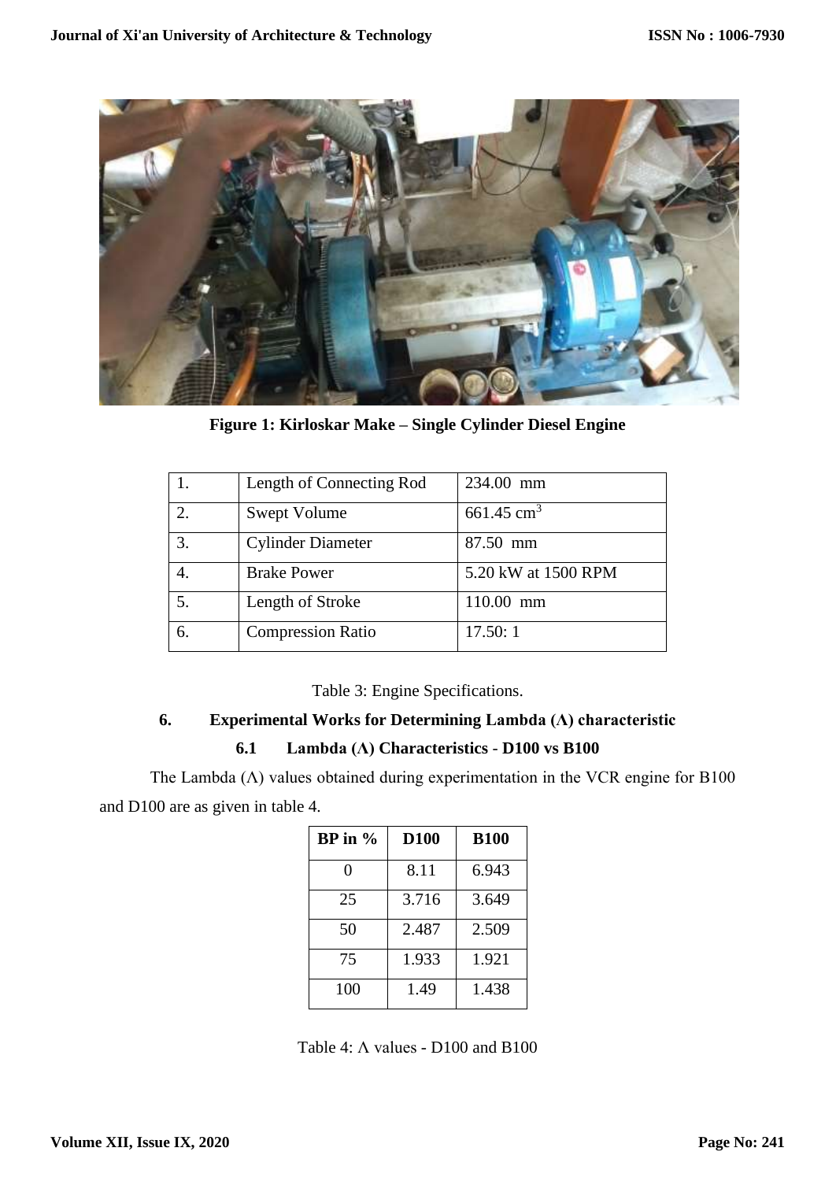Figure 1: Kirloskar Make – Single Cylinder Diesel Engine

| | | |
|---|---|---|
| 1. | Length of Connecting Rod | 234.00 mm |
| 2. | Swept Volume | 661.45 $cm^3$ |
| 3. | Cylinder Diameter | 87.50 mm |
| 4. | Brake Power | 5.20 kW at 1500 RPM |
| 5. | Length of Stroke | 110.00 mm |
| 6. | Compression Ratio | 17.50: 1 |

Table 3: Engine Specifications.

## 6. Experimental Works for Determining Lambda (Λ) characteristic

### 6.1 Lambda (Λ) Characteristics - D100 vs B100

The Lambda (Λ) values obtained during experimentation in the VCR engine for B100 and D100 are as given in table 4.

| BP in % | D100 | B100 |
|---|---|---|
| 0 | 8.11 | 6.943 |
| 25 | 3.716 | 3.649 |
| 50 | 2.487 | 2.509 |
| 75 | 1.933 | 1.921 |
| 100 | 1.49 | 1.438 |

Table 4: Λ values - D100 and B100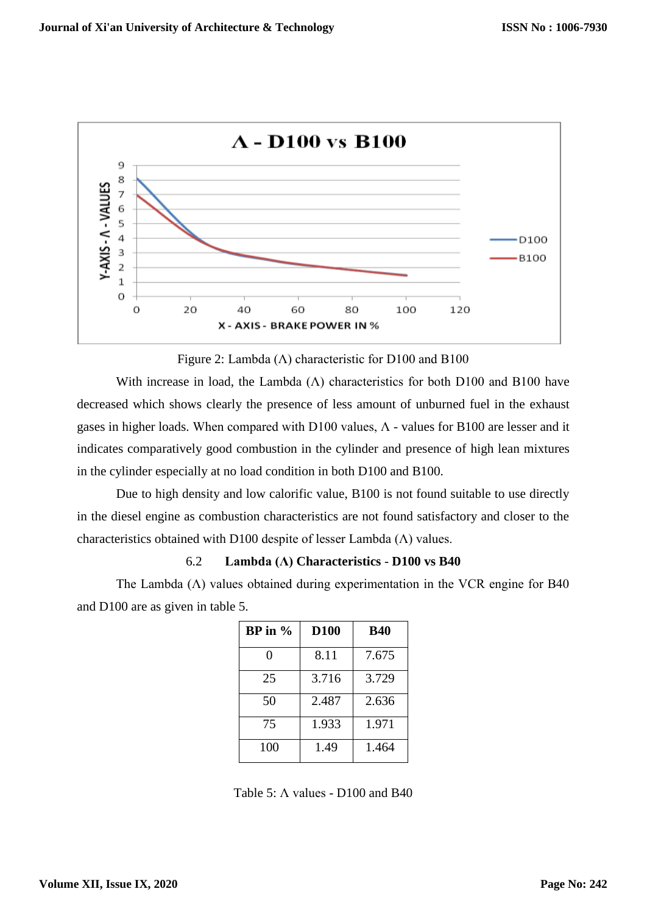Figure 2: Lambda (Λ) characteristic for D100 and B100

With increase in load, the Lambda (Λ) characteristics for both D100 and B100 have decreased which shows clearly the presence of less amount of unburned fuel in the exhaust gases in higher loads. When compared with D100 values, Λ - values for B100 are lesser and it indicates comparatively good combustion in the cylinder and presence of high lean mixtures in the cylinder especially at no load condition in both D100 and B100.

Due to high density and low calorific value, B100 is not found suitable to use directly in the diesel engine as combustion characteristics are not found satisfactory and closer to the characteristics obtained with D100 despite of lesser Lambda (Λ) values.

### 6.2 Lambda (Λ) Characteristics - D100 vs B40

The Lambda (Λ) values obtained during experimentation in the VCR engine for B40 and D100 are as given in table 5.

| BP in % | D100 | B40 |
|---|---|---|
| 0 | 8.11 | 7.675 |
| 25 | 3.716 | 3.729 |
| 50 | 2.487 | 2.636 |
| 75 | 1.933 | 1.971 |
| 100 | 1.49 | 1.464 |

Table 5: Λ values - D100 and B40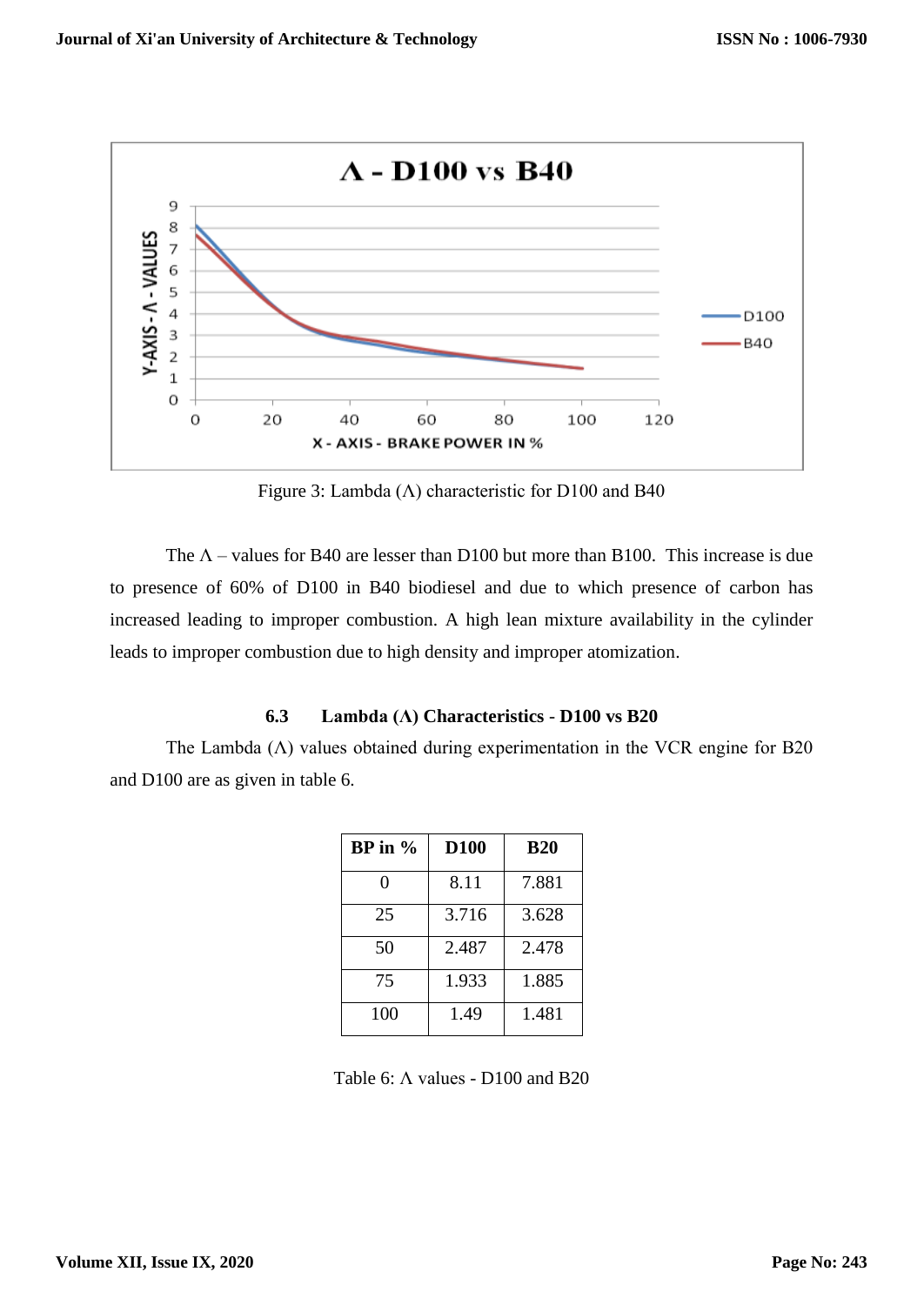Figure 3: Lambda (Λ) characteristic for D100 and B40

The Λ – values for B40 are lesser than D100 but more than B100. This increase is due to presence of 60% of D100 in B40 biodiesel and due to which presence of carbon has increased leading to improper combustion. A high lean mixture availability in the cylinder leads to improper combustion due to high density and improper atomization.

### 6.3 Lambda (Λ) Characteristics - D100 vs B20

The Lambda (Λ) values obtained during experimentation in the VCR engine for B20 and D100 are as given in table 6.

| BP in % | D100 | B20 |
|---|---|---|
| 0 | 8.11 | 7.881 |
| 25 | 3.716 | 3.628 |
| 50 | 2.487 | 2.478 |
| 75 | 1.933 | 1.885 |
| 100 | 1.49 | 1.481 |

Table 6: Λ values - D100 and B20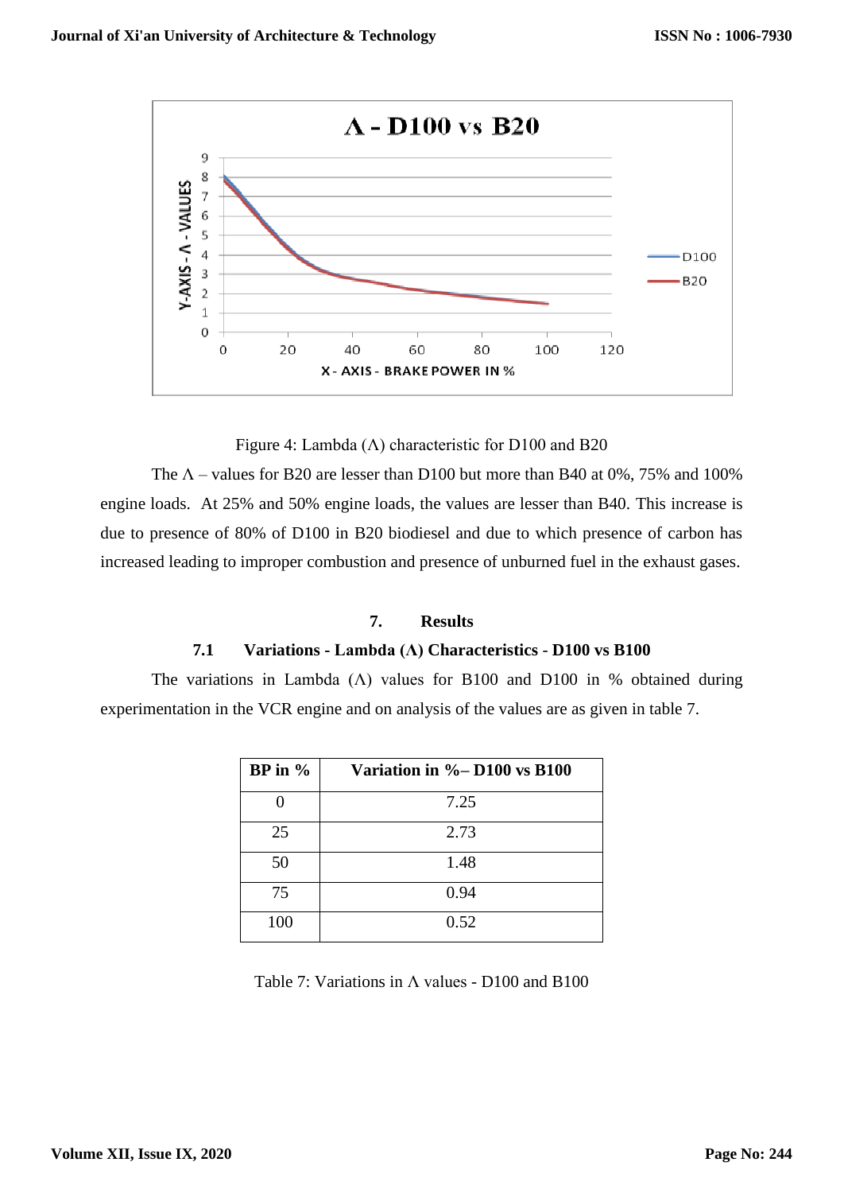Figure 4: Lambda (Λ) characteristic for D100 and B20

The Λ – values for B20 are lesser than D100 but more than B40 at 0%, 75% and 100% engine loads. At 25% and 50% engine loads, the values are lesser than B40. This increase is due to presence of 80% of D100 in B20 biodiesel and due to which presence of carbon has increased leading to improper combustion and presence of unburned fuel in the exhaust gases.

## 7. Results

### 7.1 Variations - Lambda (Λ) Characteristics - D100 vs B100

The variations in Lambda (Λ) values for B100 and D100 in % obtained during experimentation in the VCR engine and on analysis of the values are as given in table 7.

| BP in % | Variation in %– D100 vs B100 |
|---|---|
| 0 | 7.25 |
| 25 | 2.73 |
| 50 | 1.48 |
| 75 | 0.94 |
| 100 | 0.52 |

Table 7: Variations in Λ values - D100 and B100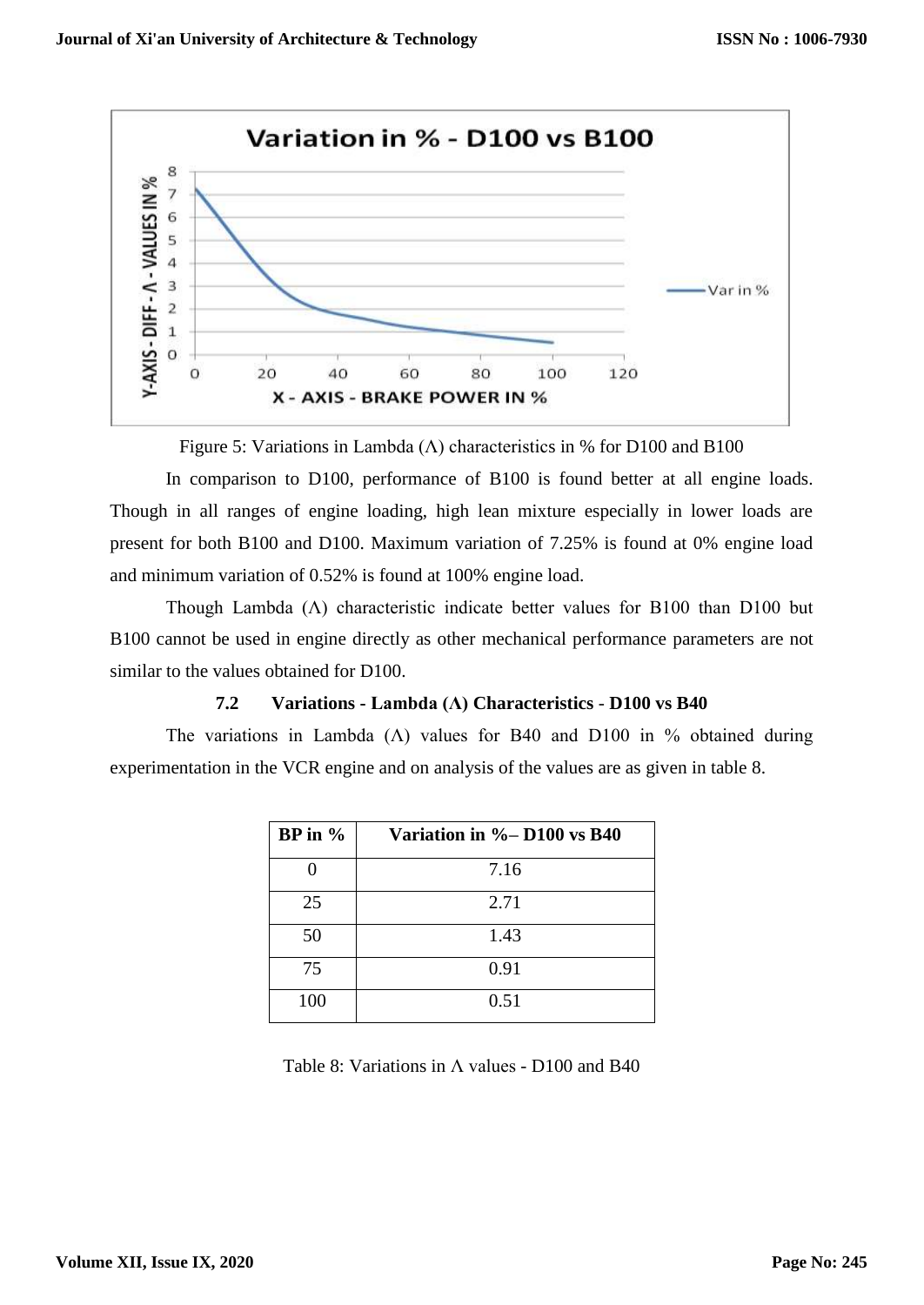Figure 5: Variations in Lambda (Λ) characteristics in % for D100 and B100

In comparison to D100, performance of B100 is found better at all engine loads. Though in all ranges of engine loading, high lean mixture especially in lower loads are present for both B100 and D100. Maximum variation of 7.25% is found at 0% engine load and minimum variation of 0.52% is found at 100% engine load.

Though Lambda (Λ) characteristic indicate better values for B100 than D100 but B100 cannot be used in engine directly as other mechanical performance parameters are not similar to the values obtained for D100.

### 7.2 Variations - Lambda (Λ) Characteristics - D100 vs B40

The variations in Lambda (Λ) values for B40 and D100 in % obtained during experimentation in the VCR engine and on analysis of the values are as given in table 8.

| BP in % | Variation in %– D100 vs B40 |
|---|---|
| 0 | 7.16 |
| 25 | 2.71 |
| 50 | 1.43 |
| 75 | 0.91 |
| 100 | 0.51 |

Table 8: Variations in Λ values - D100 and B40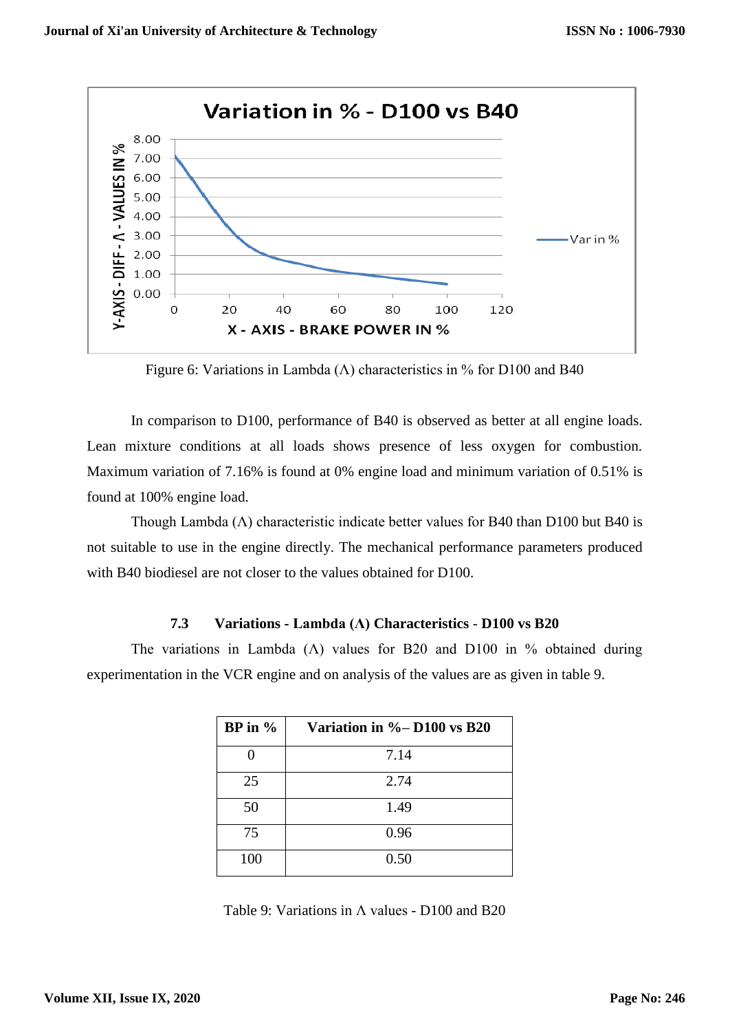Figure 6: Variations in Lambda (Λ) characteristics in % for D100 and B40

In comparison to D100, performance of B40 is observed as better at all engine loads. Lean mixture conditions at all loads shows presence of less oxygen for combustion. Maximum variation of 7.16% is found at 0% engine load and minimum variation of 0.51% is found at 100% engine load.

Though Lambda (Λ) characteristic indicate better values for B40 than D100 but B40 is not suitable to use in the engine directly. The mechanical performance parameters produced with B40 biodiesel are not closer to the values obtained for D100.

### 7.3 Variations - Lambda (Λ) Characteristics - D100 vs B20

The variations in Lambda (Λ) values for B20 and D100 in % obtained during experimentation in the VCR engine and on analysis of the values are as given in table 9.

| BP in % | Variation in %– D100 vs B20 |
|---|---|
| 0 | 7.14 |
| 25 | 2.74 |
| 50 | 1.49 |
| 75 | 0.96 |
| 100 | 0.50 |

Table 9: Variations in Λ values - D100 and B20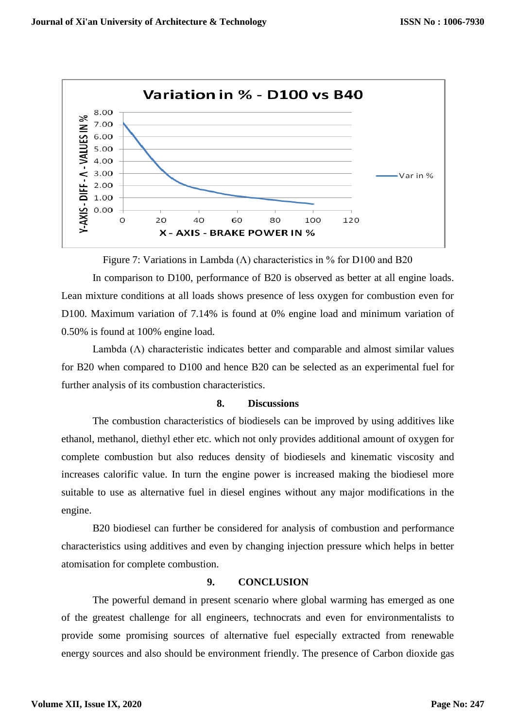Figure 7: Variations in Lambda (Λ) characteristics in % for D100 and B20

In comparison to D100, performance of B20 is observed as better at all engine loads. Lean mixture conditions at all loads shows presence of less oxygen for combustion even for D100. Maximum variation of 7.14% is found at 0% engine load and minimum variation of 0.50% is found at 100% engine load.

Lambda (Λ) characteristic indicates better and comparable and almost similar values for B20 when compared to D100 and hence B20 can be selected as an experimental fuel for further analysis of its combustion characteristics.

## 8. Discussions

The combustion characteristics of biodiesels can be improved by using additives like ethanol, methanol, diethyl ether etc. which not only provides additional amount of oxygen for complete combustion but also reduces density of biodiesels and kinematic viscosity and increases calorific value. In turn the engine power is increased making the biodiesel more suitable to use as alternative fuel in diesel engines without any major modifications in the engine.

B20 biodiesel can further be considered for analysis of combustion and performance characteristics using additives and even by changing injection pressure which helps in better atomisation for complete combustion.

## 9. CONCLUSION

The powerful demand in present scenario where global warming has emerged as one of the greatest challenge for all engineers, technocrats and even for environmentalists to provide some promising sources of alternative fuel especially extracted from renewable energy sources and also should be environment friendly. The presence of Carbon dioxide gas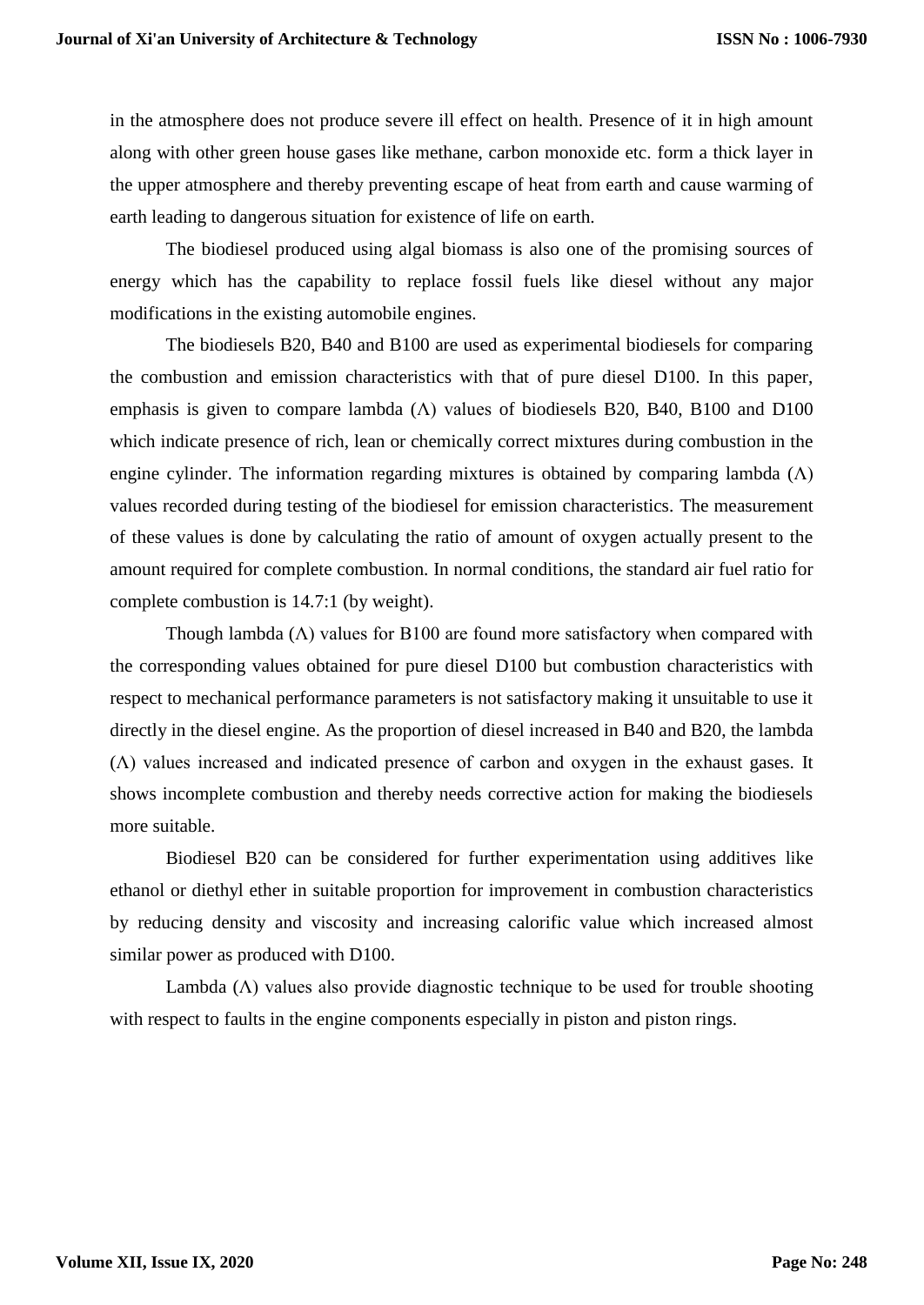in the atmosphere does not produce severe ill effect on health. Presence of it in high amount along with other green house gases like methane, carbon monoxide etc. form a thick layer in the upper atmosphere and thereby preventing escape of heat from earth and cause warming of earth leading to dangerous situation for existence of life on earth.

The biodiesel produced using algal biomass is also one of the promising sources of energy which has the capability to replace fossil fuels like diesel without any major modifications in the existing automobile engines.

The biodiesels B20, B40 and B100 are used as experimental biodiesels for comparing the combustion and emission characteristics with that of pure diesel D100. In this paper, emphasis is given to compare lambda ($\Lambda$) values of biodiesels B20, B40, B100 and D100 which indicate presence of rich, lean or chemically correct mixtures during combustion in the engine cylinder. The information regarding mixtures is obtained by comparing lambda ($\Lambda$) values recorded during testing of the biodiesel for emission characteristics. The measurement of these values is done by calculating the ratio of amount of oxygen actually present to the amount required for complete combustion. In normal conditions, the standard air fuel ratio for complete combustion is 14.7:1 (by weight).

Though lambda ($\Lambda$) values for B100 are found more satisfactory when compared with the corresponding values obtained for pure diesel D100 but combustion characteristics with respect to mechanical performance parameters is not satisfactory making it unsuitable to use it directly in the diesel engine. As the proportion of diesel increased in B40 and B20, the lambda ($\Lambda$) values increased and indicated presence of carbon and oxygen in the exhaust gases. It shows incomplete combustion and thereby needs corrective action for making the biodiesels more suitable.

Biodiesel B20 can be considered for further experimentation using additives like ethanol or diethyl ether in suitable proportion for improvement in combustion characteristics by reducing density and viscosity and increasing calorific value which increased almost similar power as produced with D100.

Lambda ($\Lambda$) values also provide diagnostic technique to be used for trouble shooting with respect to faults in the engine components especially in piston and piston rings.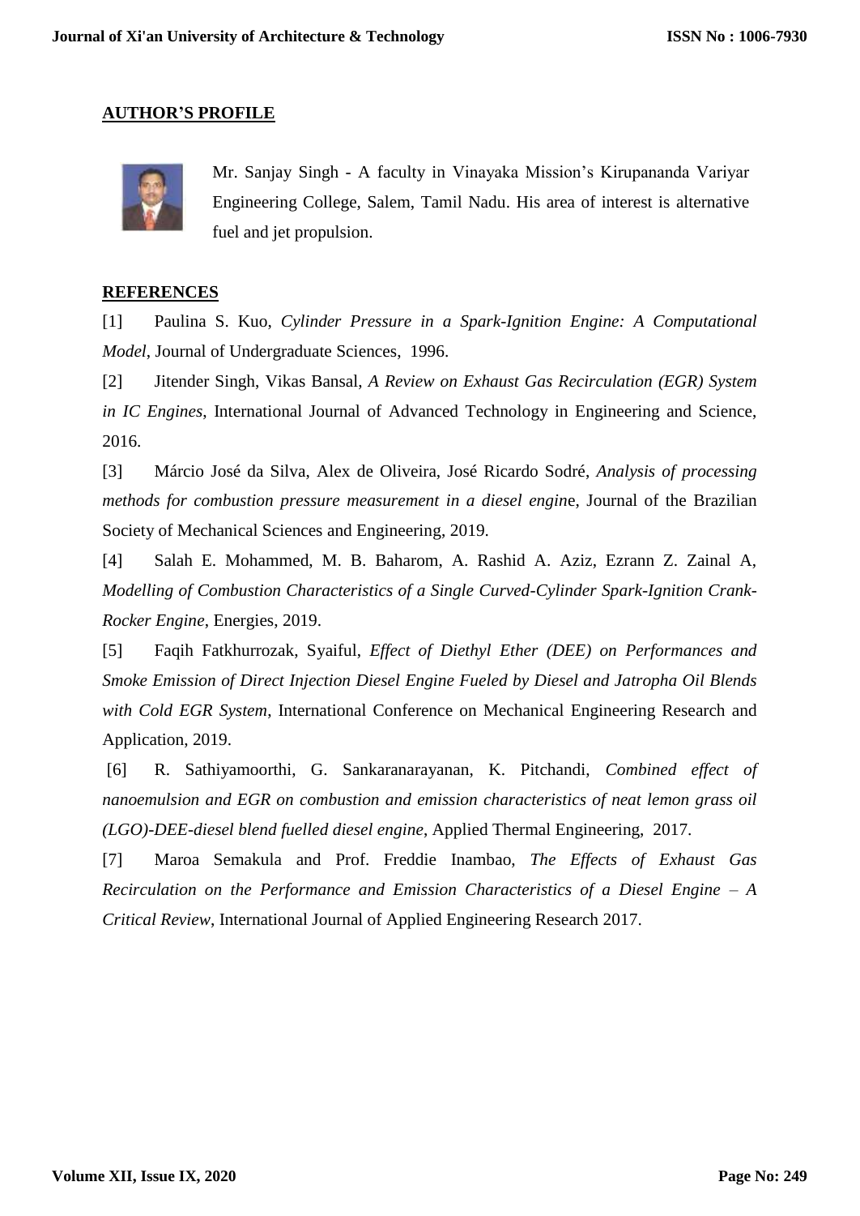**AUTHOR'S PROFILE**

Mr. Sanjay Singh - A faculty in Vinayaka Mission's Kirupananda Variyar Engineering College, Salem, Tamil Nadu. His area of interest is alternative fuel and jet propulsion.

**REFERENCES**

[1] Paulina S. Kuo, *Cylinder Pressure in a Spark-Ignition Engine: A Computational Model*, Journal of Undergraduate Sciences, 1996.

[2] Jitender Singh, Vikas Bansal, *A Review on Exhaust Gas Recirculation (EGR) System in IC Engines*, International Journal of Advanced Technology in Engineering and Science, 2016.

[3] Márcio José da Silva, Alex de Oliveira, José Ricardo Sodré, *Analysis of processing methods for combustion pressure measurement in a diesel engine*, Journal of the Brazilian Society of Mechanical Sciences and Engineering, 2019.

[4] Salah E. Mohammed, M. B. Baharom, A. Rashid A. Aziz, Ezrann Z. Zainal A, *Modelling of Combustion Characteristics of a Single Curved-Cylinder Spark-Ignition Crank-Rocker Engine*, Energies, 2019.

[5] Faqih Fatkhurrozak, Syaiful, *Effect of Diethyl Ether (DEE) on Performances and Smoke Emission of Direct Injection Diesel Engine Fueled by Diesel and Jatropha Oil Blends with Cold EGR System*, International Conference on Mechanical Engineering Research and Application, 2019.

[6] R. Sathiyamoorthi, G. Sankaranarayanan, K. Pitchandi, *Combined effect of nanoemulsion and EGR on combustion and emission characteristics of neat lemon grass oil (LGO)-DEE-diesel blend fuelled diesel engine*, Applied Thermal Engineering, 2017.

[7] Maroa Semakula and Prof. Freddie Inambao, *The Effects of Exhaust Gas Recirculation on the Performance and Emission Characteristics of a Diesel Engine – A Critical Review*, International Journal of Applied Engineering Research 2017.